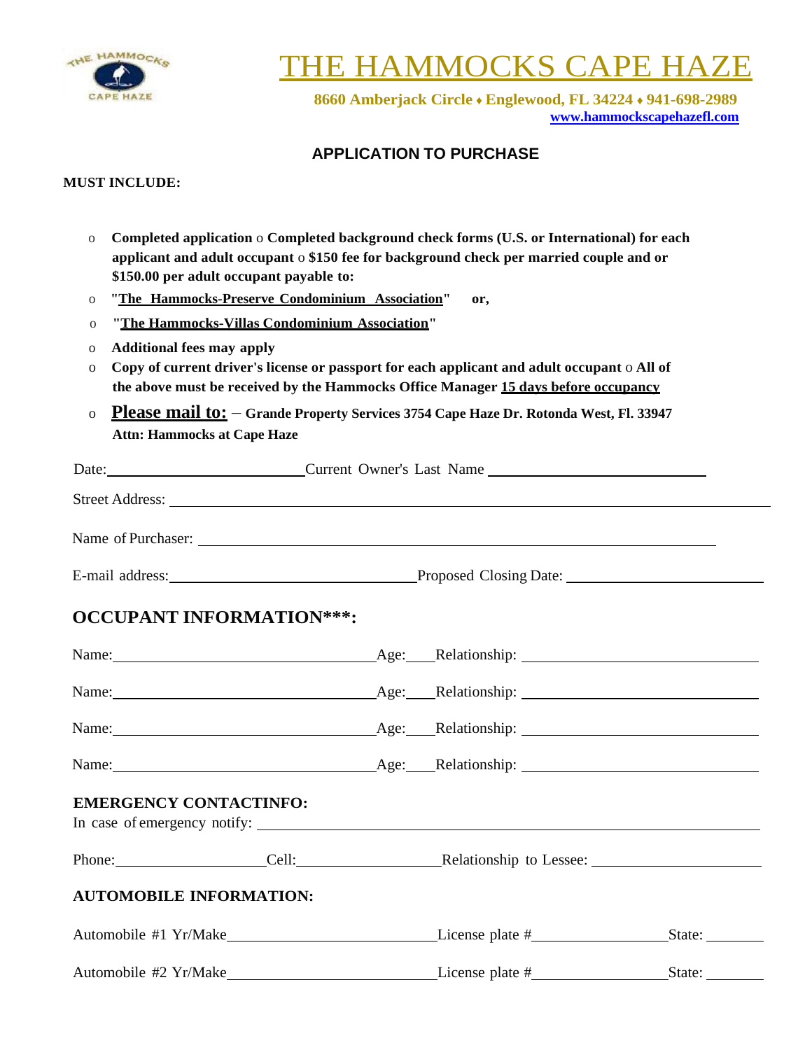# THE HAMMOCKS CAPE HAZE

**8660 Amberjack Circle ♦ Englewood, FL 34224 ♦ 941-698-2989**
**www.hammockscapehazefl.com**

## APPLICATION TO PURCHASE

**MUST INCLUDE:**

- **Completed application** o **Completed background check forms (U.S. or International) for each applicant and adult occupant** o **$150 fee for background check per married couple and or $150.00 per adult occupant payable to:**
- **"The Hammocks-Preserve Condominium Association" or,**
- **"The Hammocks-Villas Condominium Association"**
- **Additional fees may apply**
- **Copy of current driver's license or passport for each applicant and adult occupant** o **All of the above must be received by the Hammocks Office Manager 15 days before occupancy**
- **Please mail to:** – **Grande Property Services 3754 Cape Haze Dr. Rotonda West, Fl. 33947 Attn: Hammocks at Cape Haze**

Date: ________________ Current Owner's Last Name ________________

Street Address: ________________________________

Name of Purchaser: ________________________________

E-mail address: ________________ Proposed Closing Date: ________________

## OCCUPANT INFORMATION***:

Name: ________________ Age: ____ Relationship: ________________

Name: ________________ Age: ____ Relationship: ________________

Name: ________________ Age: ____ Relationship: ________________

Name: ________________ Age: ____ Relationship: ________________

### EMERGENCY CONTACTINFO:

In case of emergency notify: ________________________________

Phone: ____________ Cell: ____________ Relationship to Lessee: ____________

### AUTOMOBILE INFORMATION:

Automobile #1 Yr/Make ________________ License plate # ____________ State: ______

Automobile #2 Yr/Make ________________ License plate # ____________ State: ______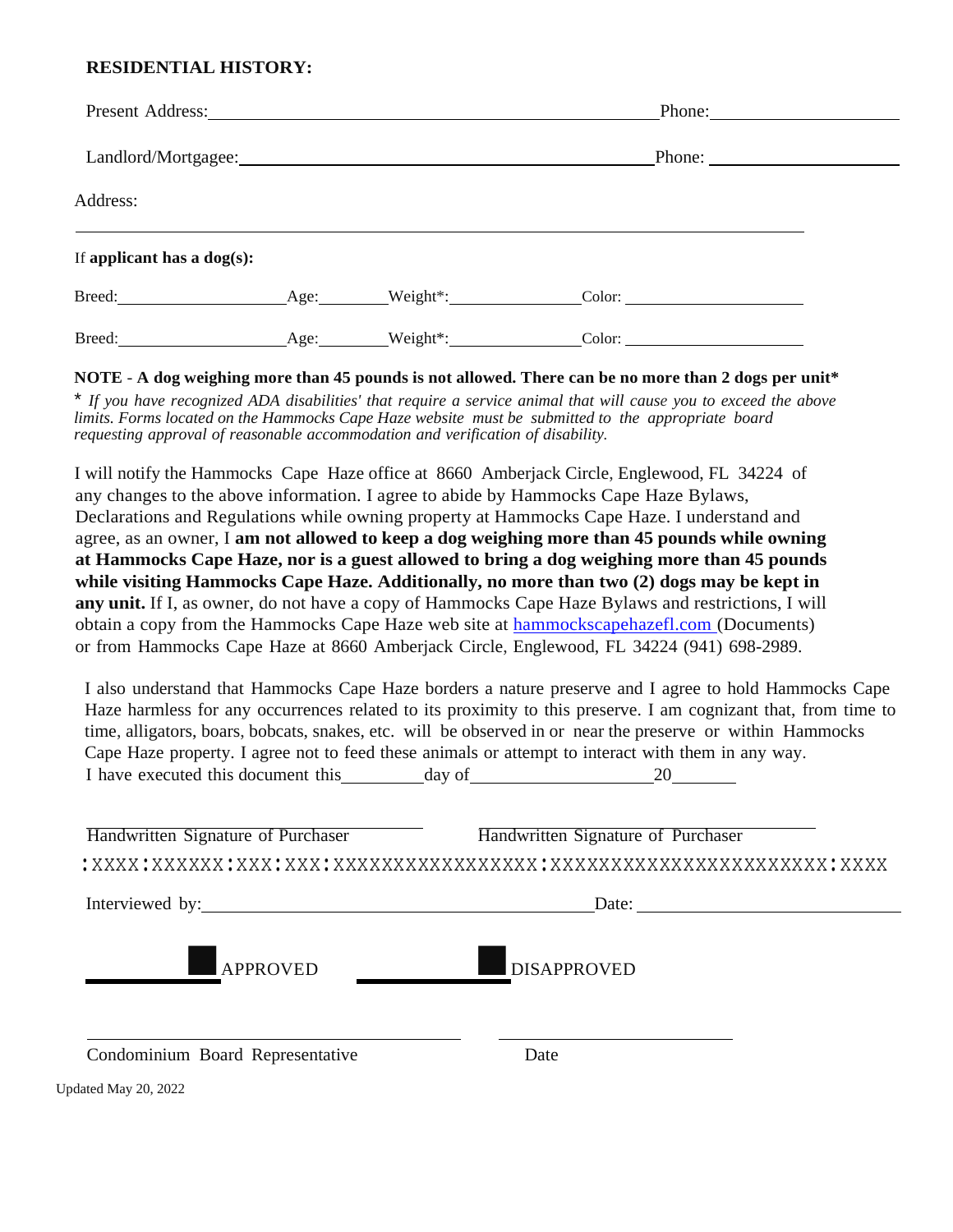**RESIDENTIAL HISTORY:**

Present Address:_______________________________________________ Phone:____________________

Landlord/Mortgagee:_____________________________________________ Phone: ____________________

Address:

_______________________________________________________________________________

If **applicant has a dog(s):**

Breed:__________________ Age:________ Weight*:______________ Color: ____________________

Breed:__________________ Age:________ Weight*:______________ Color: ____________________

**NOTE - A dog weighing more than 45 pounds is not allowed. There can be no more than 2 dogs per unit***

* *If you have recognized ADA disabilities' that require a service animal that will cause you to exceed the above limits. Forms located on the Hammocks Cape Haze website must be submitted to the appropriate board requesting approval of reasonable accommodation and verification of disability.*

I will notify the Hammocks Cape Haze office at 8660 Amberjack Circle, Englewood, FL 34224 of any changes to the above information. I agree to abide by Hammocks Cape Haze Bylaws, Declarations and Regulations while owning property at Hammocks Cape Haze. I understand and agree, as an owner, I **am not allowed to keep a dog weighing more than 45 pounds while owning at Hammocks Cape Haze, nor is a guest allowed to bring a dog weighing more than 45 pounds while visiting Hammocks Cape Haze. Additionally, no more than two (2) dogs may be kept in any unit.** If I, as owner, do not have a copy of Hammocks Cape Haze Bylaws and restrictions, I will obtain a copy from the Hammocks Cape Haze web site at hammockscapehazefl.com (Documents) or from Hammocks Cape Haze at 8660 Amberjack Circle, Englewood, FL 34224 (941) 698-2989.

I also understand that Hammocks Cape Haze borders a nature preserve and I agree to hold Hammocks Cape Haze harmless for any occurrences related to its proximity to this preserve. I am cognizant that, from time to time, alligators, boars, bobcats, snakes, etc. will be observed in or near the preserve or within Hammocks Cape Haze property. I agree not to feed these animals or attempt to interact with them in any way.
I have executed this document this_________day of____________________20_______

Handwritten Signature of Purchaser Handwritten Signature of Purchaser

:XXXX:XXXXXX:XXX:XXX:XXXXXXXXXXXXXXXXX:XXXXXXXXXXXXXXXXXXXXXX:XXXX

Interviewed by:_________________________________________ Date: ____________________________

______________ APPROVED ______________ DISAPPROVED

_______________________________________ ________________________

Condominium Board Representative Date

Updated May 20, 2022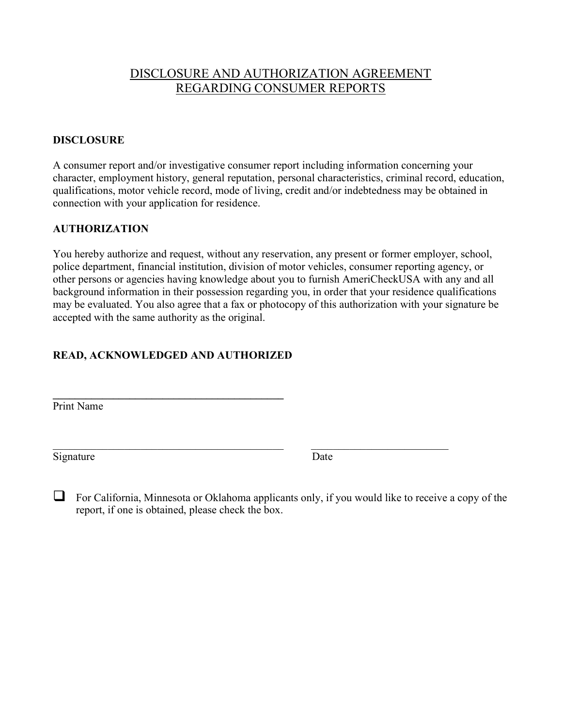# DISCLOSURE AND AUTHORIZATION AGREEMENT REGARDING CONSUMER REPORTS

**DISCLOSURE**

A consumer report and/or investigative consumer report including information concerning your character, employment history, general reputation, personal characteristics, criminal record, education, qualifications, motor vehicle record, mode of living, credit and/or indebtedness may be obtained in connection with your application for residence.

**AUTHORIZATION**

You hereby authorize and request, without any reservation, any present or former employer, school, police department, financial institution, division of motor vehicles, consumer reporting agency, or other persons or agencies having knowledge about you to furnish AmeriCheckUSA with any and all background information in their possession regarding you, in order that your residence qualifications may be evaluated. You also agree that a fax or photocopy of this authorization with your signature be accepted with the same authority as the original.

**READ, ACKNOWLEDGED AND AUTHORIZED**

\_\_\_\_\_\_\_\_\_\_\_\_\_\_\_\_\_\_\_\_\_\_\_\_\_\_\_\_\_\_\_\_\_\_\_\_\_\_\_\_\_\_
Print Name

\_\_\_\_\_\_\_\_\_\_\_\_\_\_\_\_\_\_\_\_\_\_\_\_\_\_\_\_\_\_\_\_\_\_\_\_\_\_\_\_\_\_ \_\_\_\_\_\_\_\_\_\_\_\_\_\_\_\_\_\_\_\_\_\_\_\_\_
Signature Date

☐ For California, Minnesota or Oklahoma applicants only, if you would like to receive a copy of the report, if one is obtained, please check the box.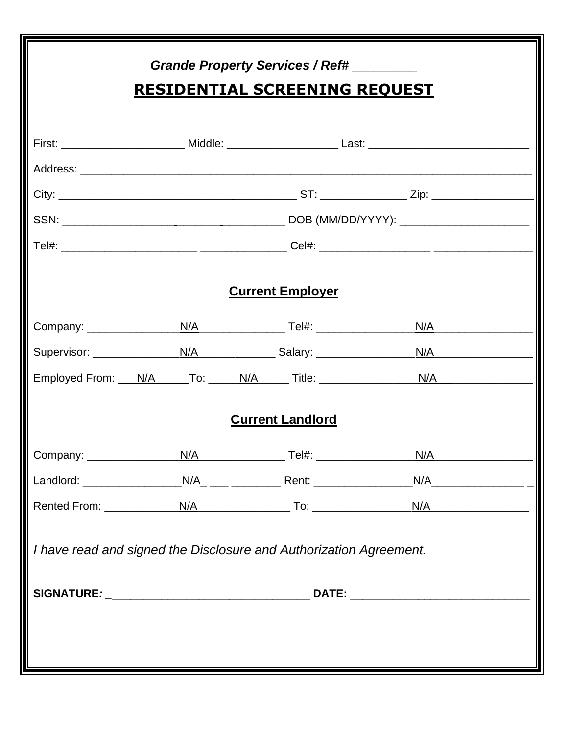*Grande Property Services / Ref# ________*

# RESIDENTIAL SCREENING REQUEST

First: ____________________ Middle: __________________ Last: __________________________

Address: ___________________________________________________________________________

City: ________________________________________ ST: ______________ Zip: __________________

SSN: ____________________________________ DOB (MM/DD/YYYY): _____________________

Tel#: _____________________________________ Cel#: _________________________________

## Current Employer

Company: _______________N/A_______________ Tel#: ________________N/A________________

Supervisor: ______________N/A_____________ Salary: ________________N/A________________

Employed From: ___N/A_____To: _____N/A_____ Title: ________________N/A______________

## Current Landlord

Company: _______________N/A_______________ Tel#: ________________N/A________________

Landlord: ________________N/A_____________ Rent: ________________N/A_________________

Rented From: ____________N/A________________ To: ________________N/A________________

*I have read and signed the Disclosure and Authorization Agreement.*

**SIGNATURE:** _________________________________ **DATE:** _____________________________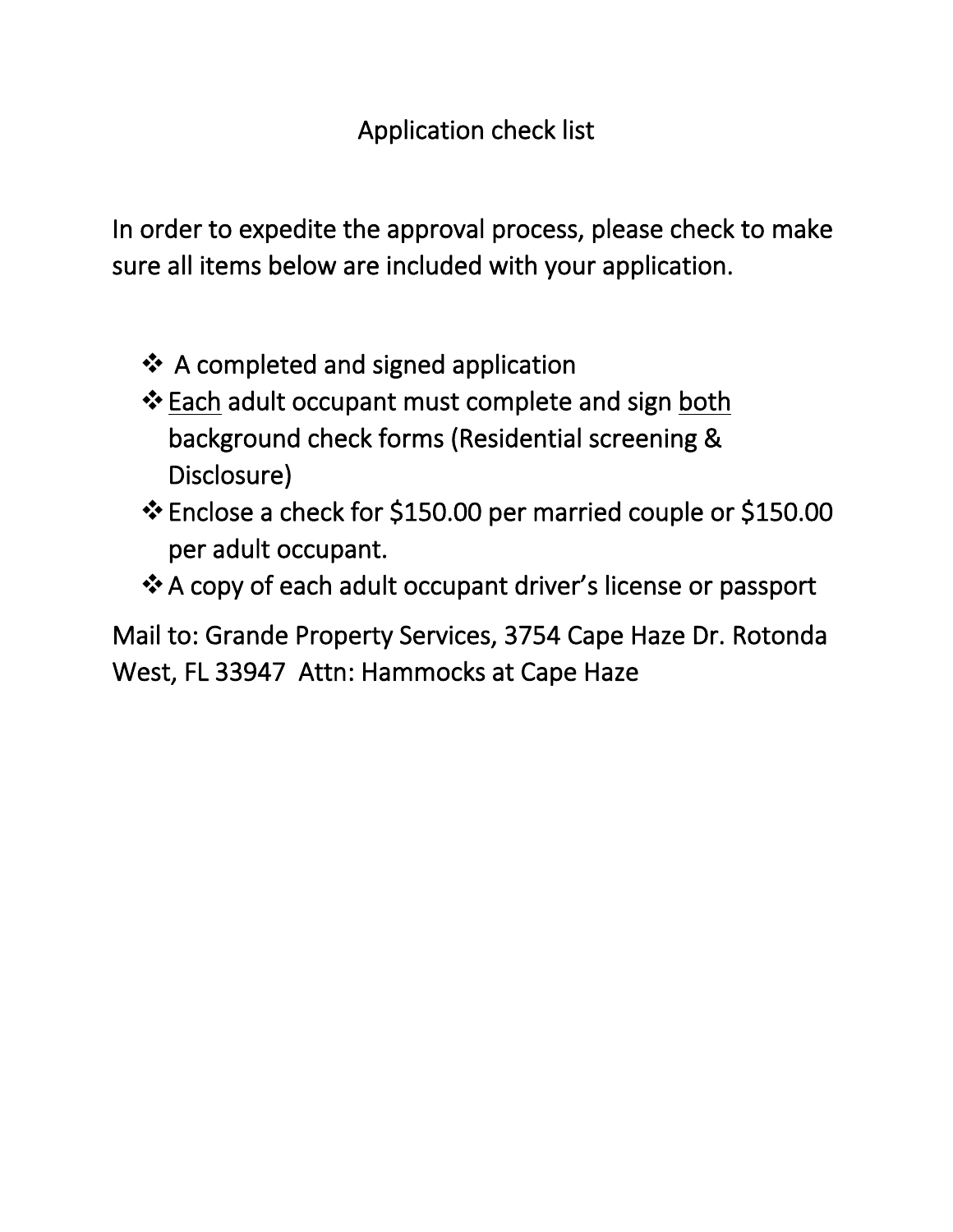# Application check list

In order to expedite the approval process, please check to make sure all items below are included with your application.

- A completed and signed application
- <u>Each</u> adult occupant must complete and sign <u>both</u> background check forms (Residential screening & Disclosure)
- Enclose a check for $150.00 per married couple or $150.00 per adult occupant.
- A copy of each adult occupant driver's license or passport

Mail to: Grande Property Services, 3754 Cape Haze Dr. Rotonda West, FL 33947 Attn: Hammocks at Cape Haze